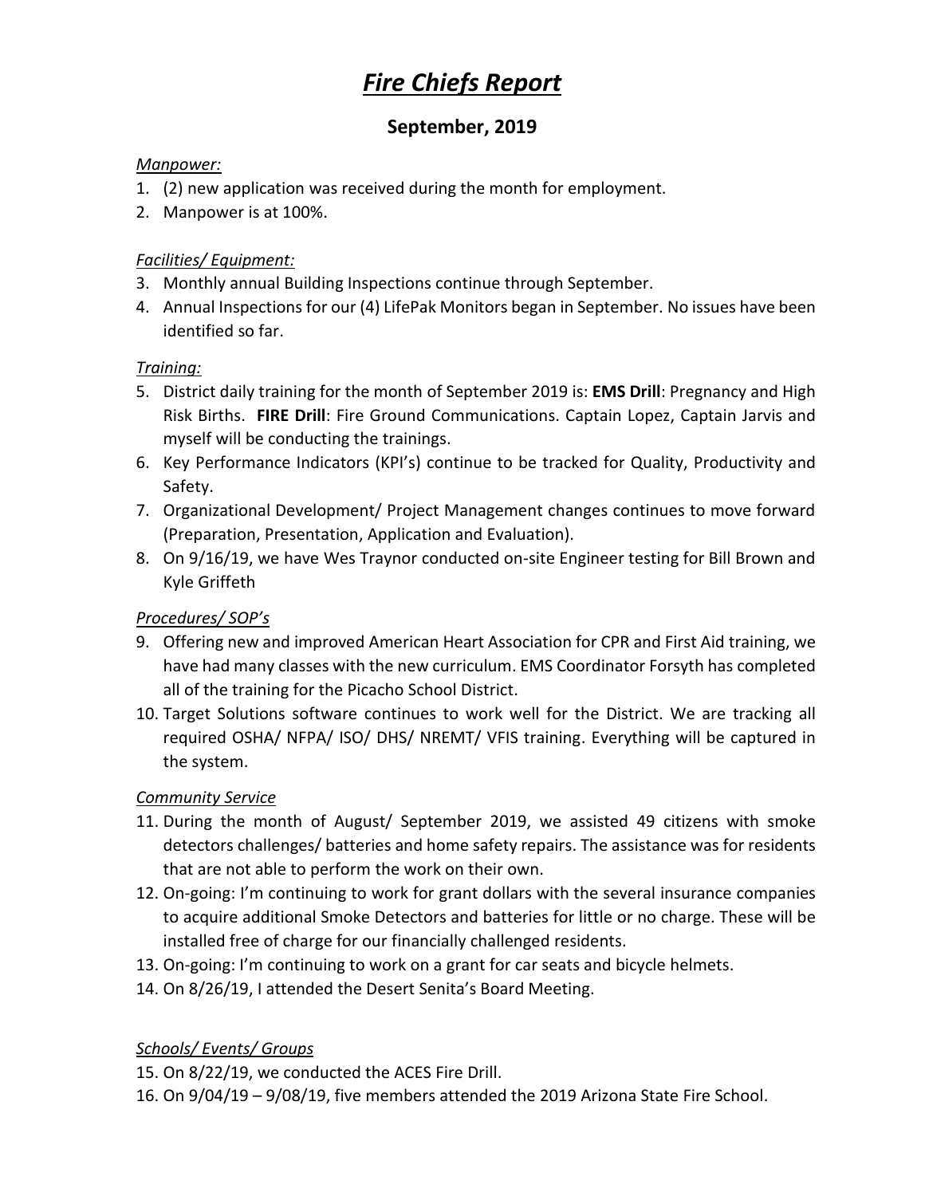# ***Fire Chiefs Report***

## **September, 2019**

*Manpower:*

1. (2) new application was received during the month for employment.
2. Manpower is at 100%.

*Facilities/ Equipment:*

3. Monthly annual Building Inspections continue through September.
4. Annual Inspections for our (4) LifePak Monitors began in September. No issues have been identified so far.

*Training:*

5. District daily training for the month of September 2019 is: **EMS Drill**: Pregnancy and High Risk Births. **FIRE Drill**: Fire Ground Communications. Captain Lopez, Captain Jarvis and myself will be conducting the trainings.
6. Key Performance Indicators (KPI's) continue to be tracked for Quality, Productivity and Safety.
7. Organizational Development/ Project Management changes continues to move forward (Preparation, Presentation, Application and Evaluation).
8. On 9/16/19, we have Wes Traynor conducted on-site Engineer testing for Bill Brown and Kyle Griffeth

*Procedures/ SOP's*

9. Offering new and improved American Heart Association for CPR and First Aid training, we have had many classes with the new curriculum. EMS Coordinator Forsyth has completed all of the training for the Picacho School District.
10. Target Solutions software continues to work well for the District. We are tracking all required OSHA/ NFPA/ ISO/ DHS/ NREMT/ VFIS training. Everything will be captured in the system.

*Community Service*

11. During the month of August/ September 2019, we assisted 49 citizens with smoke detectors challenges/ batteries and home safety repairs. The assistance was for residents that are not able to perform the work on their own.
12. On-going: I'm continuing to work for grant dollars with the several insurance companies to acquire additional Smoke Detectors and batteries for little or no charge. These will be installed free of charge for our financially challenged residents.
13. On-going: I'm continuing to work on a grant for car seats and bicycle helmets.
14. On 8/26/19, I attended the Desert Senita's Board Meeting.

*Schools/ Events/ Groups*

15. On 8/22/19, we conducted the ACES Fire Drill.
16. On 9/04/19 – 9/08/19, five members attended the 2019 Arizona State Fire School.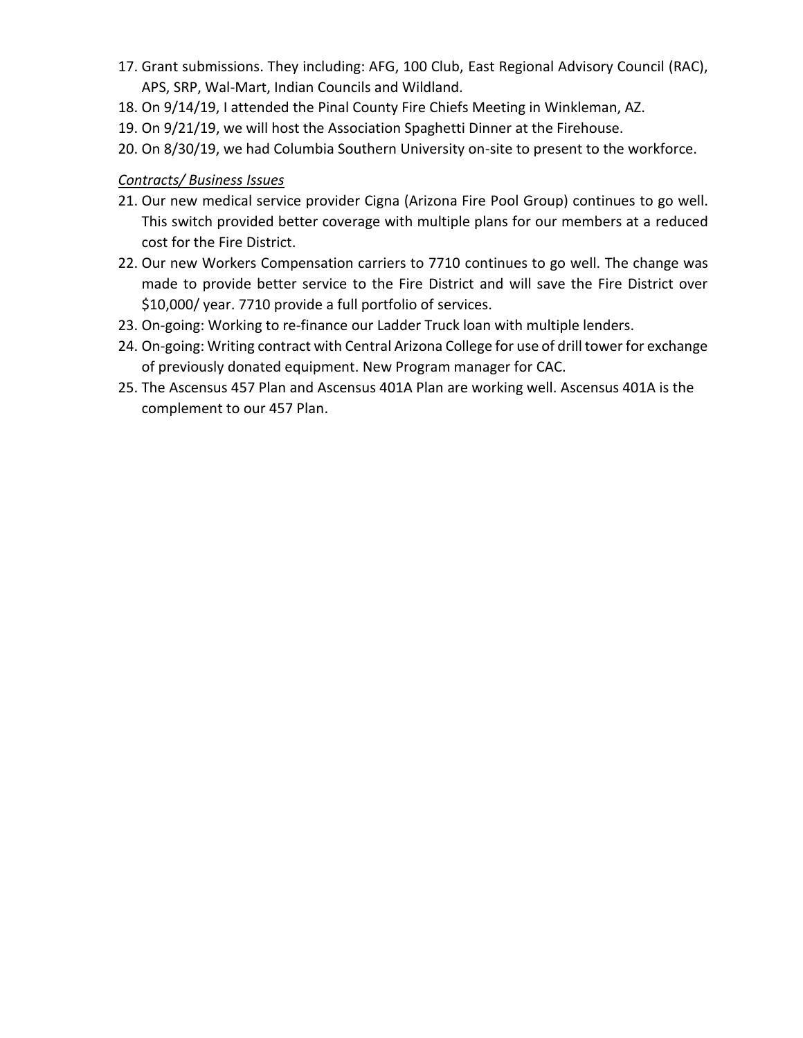17. Grant submissions. They including: AFG, 100 Club, East Regional Advisory Council (RAC), APS, SRP, Wal-Mart, Indian Councils and Wildland.
18. On 9/14/19, I attended the Pinal County Fire Chiefs Meeting in Winkleman, AZ.
19. On 9/21/19, we will host the Association Spaghetti Dinner at the Firehouse.
20. On 8/30/19, we had Columbia Southern University on-site to present to the workforce.

*Contracts/ Business Issues*

21. Our new medical service provider Cigna (Arizona Fire Pool Group) continues to go well. This switch provided better coverage with multiple plans for our members at a reduced cost for the Fire District.
22. Our new Workers Compensation carriers to 7710 continues to go well. The change was made to provide better service to the Fire District and will save the Fire District over $10,000/ year. 7710 provide a full portfolio of services.
23. On-going: Working to re-finance our Ladder Truck loan with multiple lenders.
24. On-going: Writing contract with Central Arizona College for use of drill tower for exchange of previously donated equipment. New Program manager for CAC.
25. The Ascensus 457 Plan and Ascensus 401A Plan are working well. Ascensus 401A is the complement to our 457 Plan.